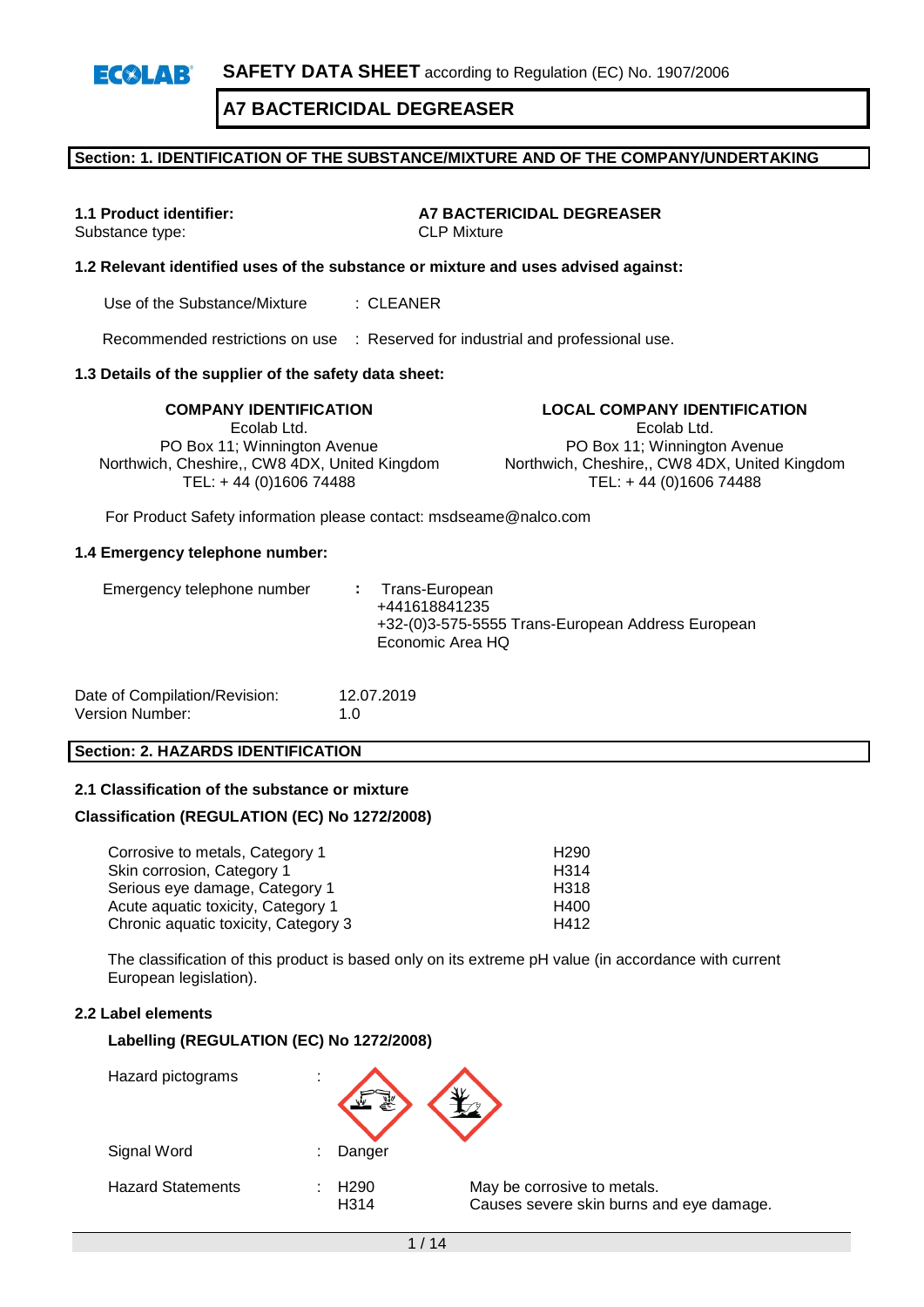**SAFETY DATA SHEET** according to Regulation (EC) No. 1907/2006

# A7 BACTERICIDAL DEGREASER

## Section: 1. IDENTIFICATION OF THE SUBSTANCE/MIXTURE AND OF THE COMPANY/UNDERTAKING

**1.1 Product identifier:** **A7 BACTERICIDAL DEGREASER**
Substance type: CLP Mixture

**1.2 Relevant identified uses of the substance or mixture and uses advised against:**

Use of the Substance/Mixture : CLEANER

Recommended restrictions on use : Reserved for industrial and professional use.

**1.3 Details of the supplier of the safety data sheet:**

**COMPANY IDENTIFICATION**
Ecolab Ltd.
PO Box 11; Winnington Avenue
Northwich, Cheshire,, CW8 4DX, United Kingdom
TEL: + 44 (0)1606 74488

**LOCAL COMPANY IDENTIFICATION**
Ecolab Ltd.
PO Box 11; Winnington Avenue
Northwich, Cheshire,, CW8 4DX, United Kingdom
TEL: + 44 (0)1606 74488

For Product Safety information please contact: msdseame@nalco.com

**1.4 Emergency telephone number:**

Emergency telephone number : Trans-European
+441618841235
+32-(0)3-575-5555 Trans-European Address European Economic Area HQ

Date of Compilation/Revision: 12.07.2019
Version Number: 1.0

## Section: 2. HAZARDS IDENTIFICATION

**2.1 Classification of the substance or mixture**

**Classification (REGULATION (EC) No 1272/2008)**

| | |
|---|---|
| Corrosive to metals, Category 1 | H290 |
| Skin corrosion, Category 1 | H314 |
| Serious eye damage, Category 1 | H318 |
| Acute aquatic toxicity, Category 1 | H400 |
| Chronic aquatic toxicity, Category 3 | H412 |

The classification of this product is based only on its extreme pH value (in accordance with current European legislation).

**2.2 Label elements**

**Labelling (REGULATION (EC) No 1272/2008)**

Hazard pictograms :

Signal Word : Danger

Hazard Statements : H290 May be corrosive to metals.
H314 Causes severe skin burns and eye damage.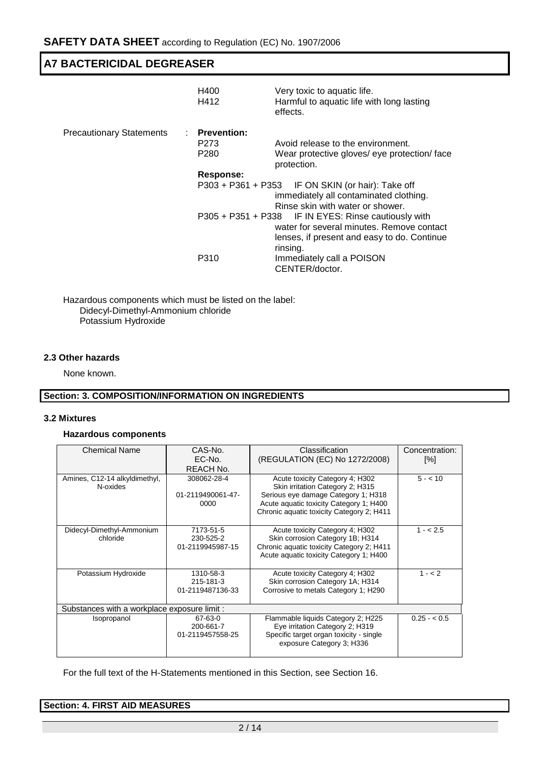| | | |
|---|---|---|
| | H400 | Very toxic to aquatic life. |
| | H412 | Harmful to aquatic life with long lasting effects. |
| Precautionary Statements : | **Prevention:** | |
| | P273 | Avoid release to the environment. |
| | P280 | Wear protective gloves/ eye protection/ face protection. |
| | **Response:** | |
| | P303 + P361 + P353 | IF ON SKIN (or hair): Take off immediately all contaminated clothing. Rinse skin with water or shower. |
| | P305 + P351 + P338 | IF IN EYES: Rinse cautiously with water for several minutes. Remove contact lenses, if present and easy to do. Continue rinsing. |
| | P310 | Immediately call a POISON CENTER/doctor. |

Hazardous components which must be listed on the label:
Didecyl-Dimethyl-Ammonium chloride
Potassium Hydroxide

### 2.3 Other hazards

None known.

## Section: 3. COMPOSITION/INFORMATION ON INGREDIENTS

### 3.2 Mixtures

#### Hazardous components

| Chemical Name | CAS-No.<br>EC-No.<br>REACH No. | Classification<br>(REGULATION (EC) No 1272/2008) | Concentration: [%] |
|---|---|---|---|
| Amines, C12-14 alkyldimethyl, N-oxides | 308062-28-4<br><br>01-2119490061-47-0000 | Acute toxicity Category 4; H302<br>Skin irritation Category 2; H315<br>Serious eye damage Category 1; H318<br>Acute aquatic toxicity Category 1; H400<br>Chronic aquatic toxicity Category 2; H411 | 5 - < 10 |
| Didecyl-Dimethyl-Ammonium chloride | 7173-51-5<br>230-525-2<br>01-2119945987-15 | Acute toxicity Category 4; H302<br>Skin corrosion Category 1B; H314<br>Chronic aquatic toxicity Category 2; H411<br>Acute aquatic toxicity Category 1; H400 | 1 - < 2.5 |
| Potassium Hydroxide | 1310-58-3<br>215-181-3<br>01-2119487136-33 | Acute toxicity Category 4; H302<br>Skin corrosion Category 1A; H314<br>Corrosive to metals Category 1; H290 | 1 - < 2 |
| Substances with a workplace exposure limit : | | | |
| Isopropanol | 67-63-0<br>200-661-7<br>01-2119457558-25 | Flammable liquids Category 2; H225<br>Eye irritation Category 2; H319<br>Specific target organ toxicity - single exposure Category 3; H336 | 0.25 - < 0.5 |

For the full text of the H-Statements mentioned in this Section, see Section 16.

## Section: 4. FIRST AID MEASURES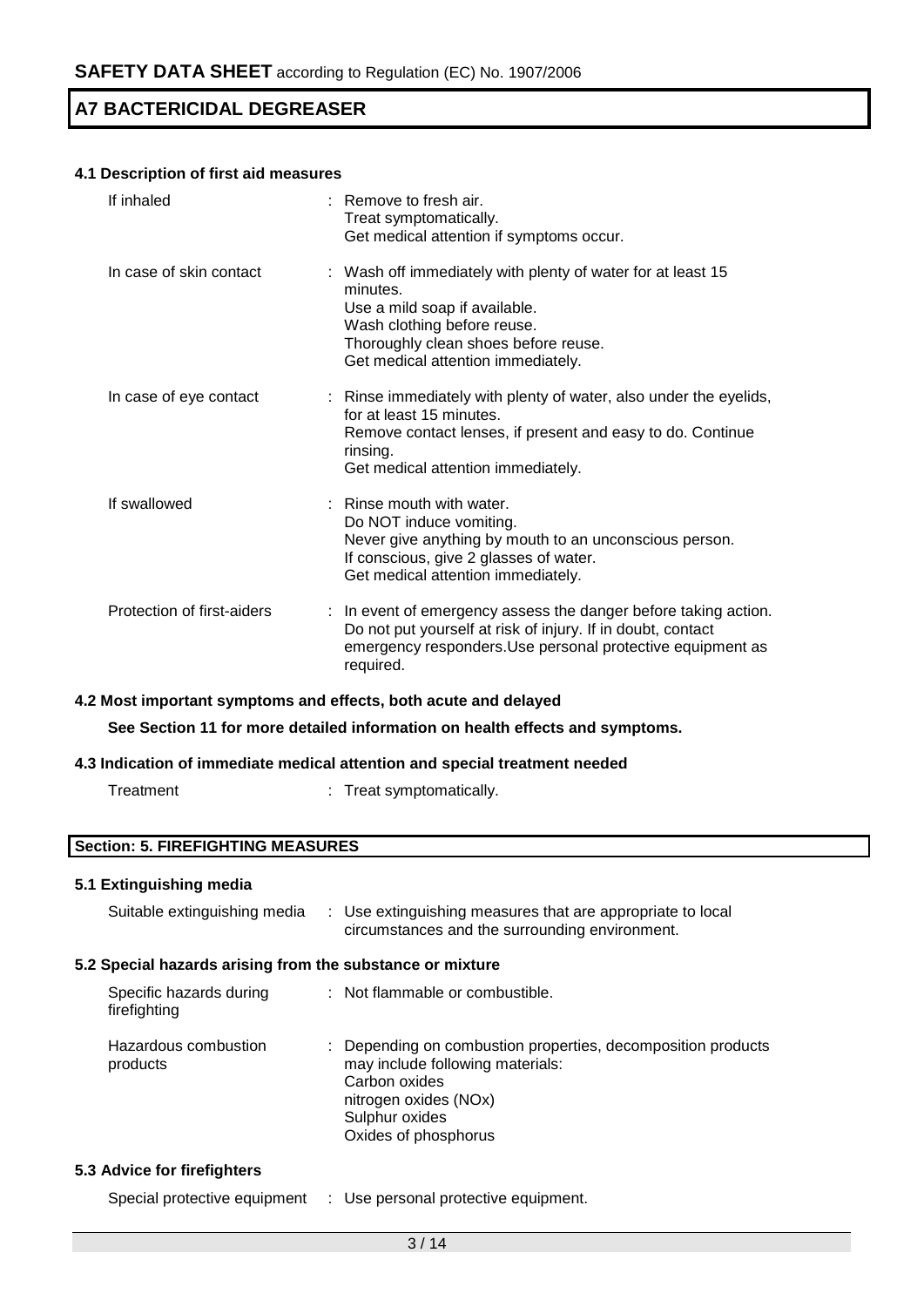### 4.1 Description of first aid measures

| | |
|---|---|
| If inhaled | : Remove to fresh air.<br>Treat symptomatically.<br>Get medical attention if symptoms occur. |
| In case of skin contact | : Wash off immediately with plenty of water for at least 15 minutes.<br>Use a mild soap if available.<br>Wash clothing before reuse.<br>Thoroughly clean shoes before reuse.<br>Get medical attention immediately. |
| In case of eye contact | : Rinse immediately with plenty of water, also under the eyelids, for at least 15 minutes.<br>Remove contact lenses, if present and easy to do. Continue rinsing.<br>Get medical attention immediately. |
| If swallowed | : Rinse mouth with water.<br>Do NOT induce vomiting.<br>Never give anything by mouth to an unconscious person.<br>If conscious, give 2 glasses of water.<br>Get medical attention immediately. |
| Protection of first-aiders | : In event of emergency assess the danger before taking action. Do not put yourself at risk of injury. If in doubt, contact emergency responders.Use personal protective equipment as required. |

### 4.2 Most important symptoms and effects, both acute and delayed

**See Section 11 for more detailed information on health effects and symptoms.**

### 4.3 Indication of immediate medical attention and special treatment needed

| | |
|---|---|
| Treatment | : Treat symptomatically. |

## Section: 5. FIREFIGHTING MEASURES

### 5.1 Extinguishing media

| | |
|---|---|
| Suitable extinguishing media | : Use extinguishing measures that are appropriate to local circumstances and the surrounding environment. |

### 5.2 Special hazards arising from the substance or mixture

| | |
|---|---|
| Specific hazards during firefighting | : Not flammable or combustible. |
| Hazardous combustion products | : Depending on combustion properties, decomposition products may include following materials:<br>Carbon oxides<br>nitrogen oxides (NOx)<br>Sulphur oxides<br>Oxides of phosphorus |

### 5.3 Advice for firefighters

| | |
|---|---|
| Special protective equipment | : Use personal protective equipment. |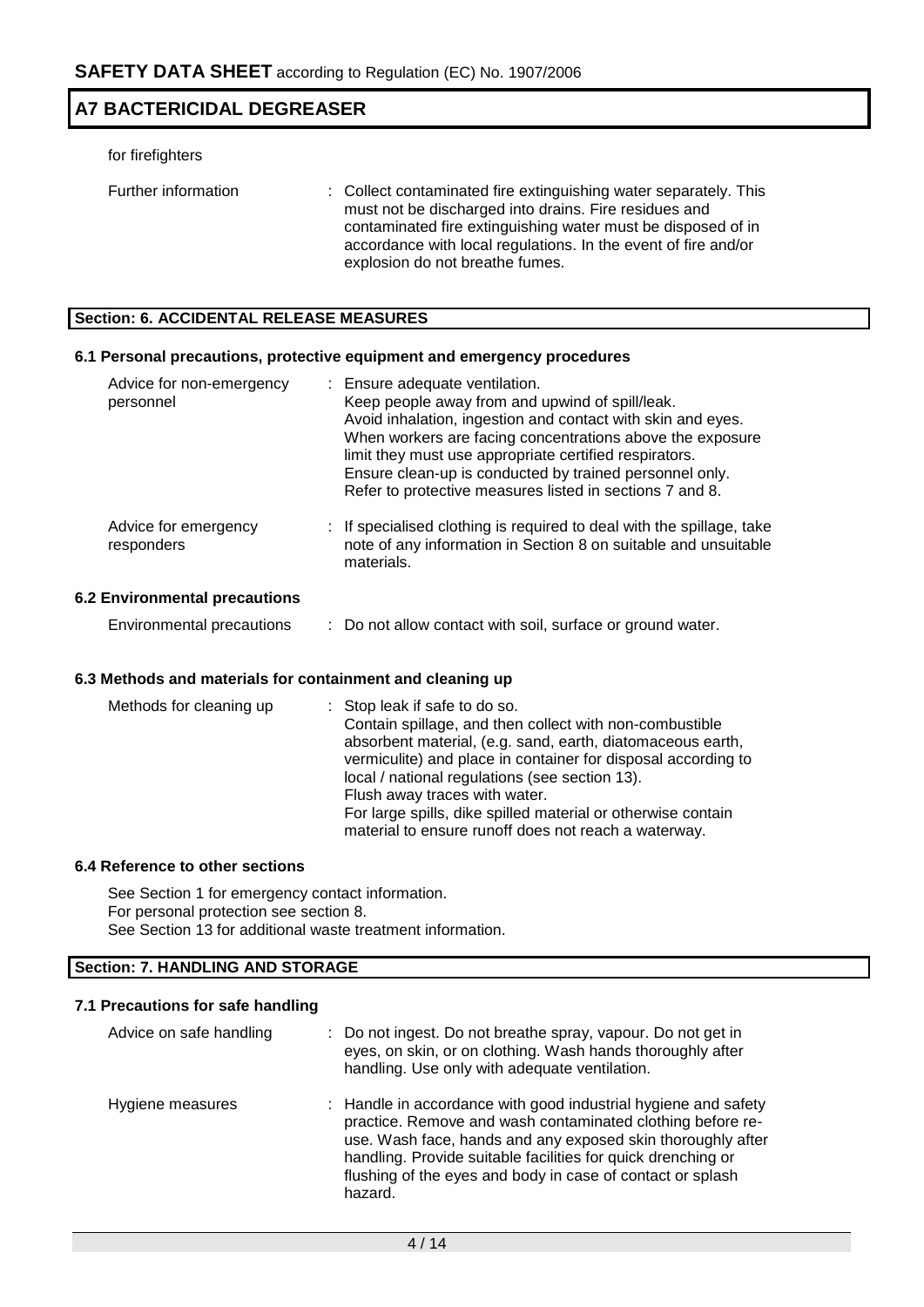for firefighters

| | |
|---|---|
| Further information | : Collect contaminated fire extinguishing water separately. This must not be discharged into drains. Fire residues and contaminated fire extinguishing water must be disposed of in accordance with local regulations. In the event of fire and/or explosion do not breathe fumes. |

## Section: 6. ACCIDENTAL RELEASE MEASURES

### 6.1 Personal precautions, protective equipment and emergency procedures

| | |
|---|---|
| Advice for non-emergency personnel | : Ensure adequate ventilation. Keep people away from and upwind of spill/leak. Avoid inhalation, ingestion and contact with skin and eyes. When workers are facing concentrations above the exposure limit they must use appropriate certified respirators. Ensure clean-up is conducted by trained personnel only. Refer to protective measures listed in sections 7 and 8. |
| Advice for emergency responders | : If specialised clothing is required to deal with the spillage, take note of any information in Section 8 on suitable and unsuitable materials. |

### 6.2 Environmental precautions

| | |
|---|---|
| Environmental precautions | : Do not allow contact with soil, surface or ground water. |

### 6.3 Methods and materials for containment and cleaning up

| | |
|---|---|
| Methods for cleaning up | : Stop leak if safe to do so. Contain spillage, and then collect with non-combustible absorbent material, (e.g. sand, earth, diatomaceous earth, vermiculite) and place in container for disposal according to local / national regulations (see section 13). Flush away traces with water. For large spills, dike spilled material or otherwise contain material to ensure runoff does not reach a waterway. |

### 6.4 Reference to other sections

See Section 1 for emergency contact information.
For personal protection see section 8.
See Section 13 for additional waste treatment information.

## Section: 7. HANDLING AND STORAGE

### 7.1 Precautions for safe handling

| | |
|---|---|
| Advice on safe handling | : Do not ingest. Do not breathe spray, vapour. Do not get in eyes, on skin, or on clothing. Wash hands thoroughly after handling. Use only with adequate ventilation. |
| Hygiene measures | : Handle in accordance with good industrial hygiene and safety practice. Remove and wash contaminated clothing before re-use. Wash face, hands and any exposed skin thoroughly after handling. Provide suitable facilities for quick drenching or flushing of the eyes and body in case of contact or splash hazard. |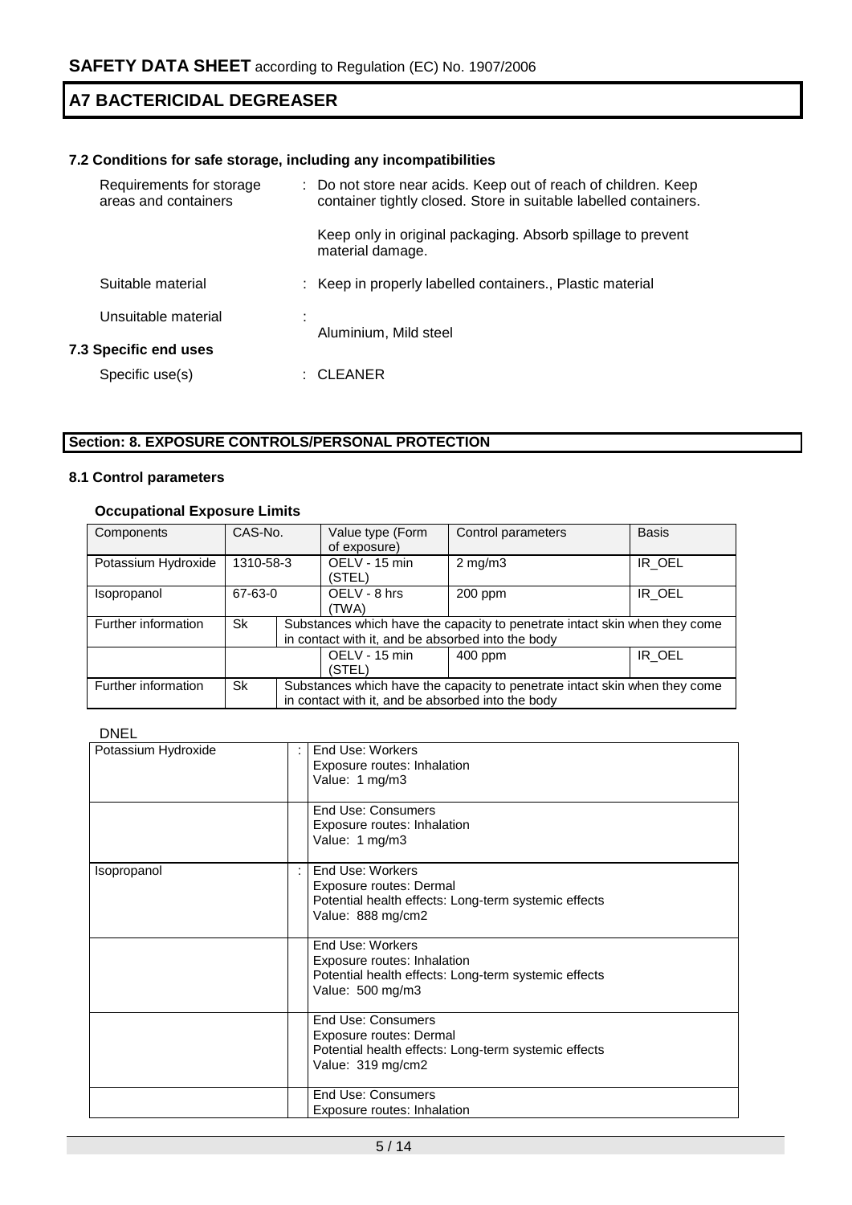### 7.2 Conditions for safe storage, including any incompatibilities

Requirements for storage areas and containers : Do not store near acids. Keep out of reach of children. Keep container tightly closed. Store in suitable labelled containers.

Keep only in original packaging. Absorb spillage to prevent material damage.

Suitable material : Keep in properly labelled containers., Plastic material

Unsuitable material : Aluminium, Mild steel

### 7.3 Specific end uses

Specific use(s) : CLEANER

## Section: 8. EXPOSURE CONTROLS/PERSONAL PROTECTION

### 8.1 Control parameters

**Occupational Exposure Limits**

| Components | CAS-No. | Value type (Form of exposure) | Control parameters | Basis |
|---|---|---|---|---|
| Potassium Hydroxide | 1310-58-3 | OELV - 15 min (STEL) | 2 mg/m3 | IR_OEL |
| Isopropanol | 67-63-0 | OELV - 8 hrs (TWA) | 200 ppm | IR_OEL |
| Further information | Sk | Substances which have the capacity to penetrate intact skin when they come in contact with it, and be absorbed into the body | | |
| | | OELV - 15 min (STEL) | 400 ppm | IR_OEL |
| Further information | Sk | Substances which have the capacity to penetrate intact skin when they come in contact with it, and be absorbed into the body | | |

DNEL

| | | |
|---|---|---|
| Potassium Hydroxide | : | End Use: Workers<br>Exposure routes: Inhalation<br>Value: 1 mg/m3 |
| | | End Use: Consumers<br>Exposure routes: Inhalation<br>Value: 1 mg/m3 |
| Isopropanol | : | End Use: Workers<br>Exposure routes: Dermal<br>Potential health effects: Long-term systemic effects<br>Value: 888 mg/cm2 |
| | | End Use: Workers<br>Exposure routes: Inhalation<br>Potential health effects: Long-term systemic effects<br>Value: 500 mg/m3 |
| | | End Use: Consumers<br>Exposure routes: Dermal<br>Potential health effects: Long-term systemic effects<br>Value: 319 mg/cm2 |
| | | End Use: Consumers<br>Exposure routes: Inhalation |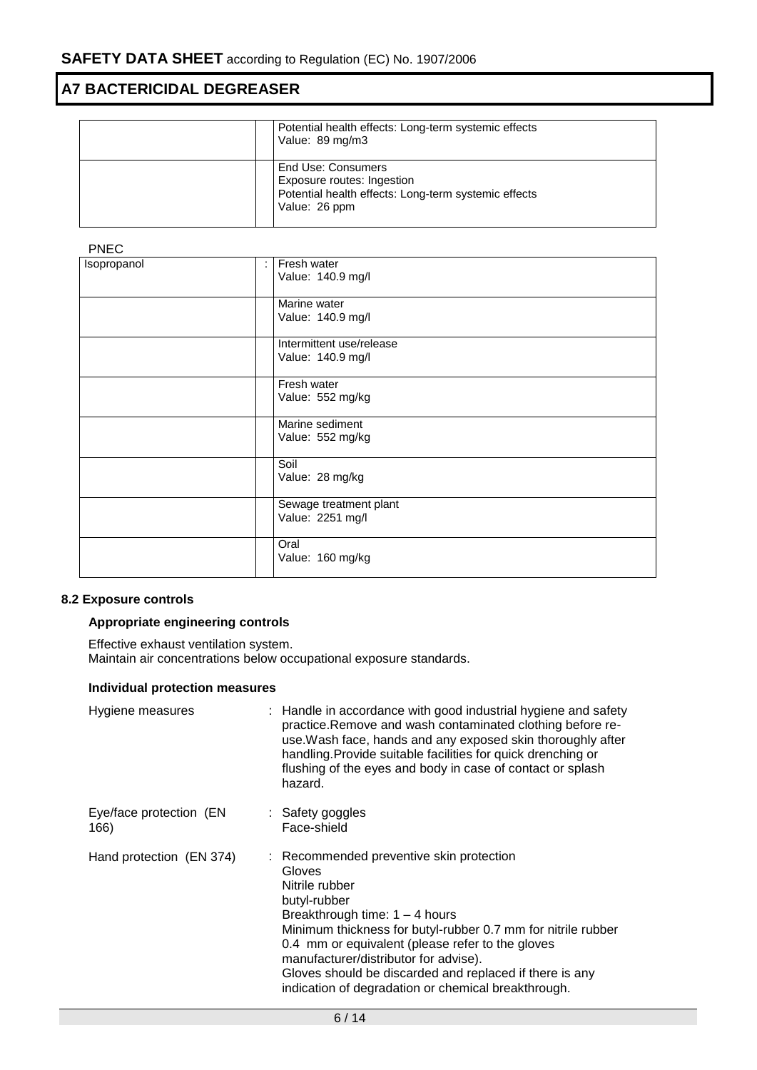| | | |
|---|---|---|
| | | Potential health effects: Long-term systemic effects<br>Value: 89 mg/m3 |
| | | End Use: Consumers<br>Exposure routes: Ingestion<br>Potential health effects: Long-term systemic effects<br>Value: 26 ppm |

PNEC

| | | |
|---|---|---|
| Isopropanol | : | Fresh water<br>Value: 140.9 mg/l |
| | | Marine water<br>Value: 140.9 mg/l |
| | | Intermittent use/release<br>Value: 140.9 mg/l |
| | | Fresh water<br>Value: 552 mg/kg |
| | | Marine sediment<br>Value: 552 mg/kg |
| | | Soil<br>Value: 28 mg/kg |
| | | Sewage treatment plant<br>Value: 2251 mg/l |
| | | Oral<br>Value: 160 mg/kg |

### 8.2 Exposure controls

#### Appropriate engineering controls

Effective exhaust ventilation system.
Maintain air concentrations below occupational exposure standards.

#### Individual protection measures

| | | |
|---|---|---|
| Hygiene measures | : | Handle in accordance with good industrial hygiene and safety practice.Remove and wash contaminated clothing before re-use.Wash face, hands and any exposed skin thoroughly after handling.Provide suitable facilities for quick drenching or flushing of the eyes and body in case of contact or splash hazard. |
| Eye/face protection (EN 166) | : | Safety goggles<br>Face-shield |
| Hand protection (EN 374) | : | Recommended preventive skin protection<br>Gloves<br>Nitrile rubber<br>butyl-rubber<br>Breakthrough time: 1 – 4 hours<br>Minimum thickness for butyl-rubber 0.7 mm for nitrile rubber 0.4 mm or equivalent (please refer to the gloves manufacturer/distributor for advise).<br>Gloves should be discarded and replaced if there is any indication of degradation or chemical breakthrough. |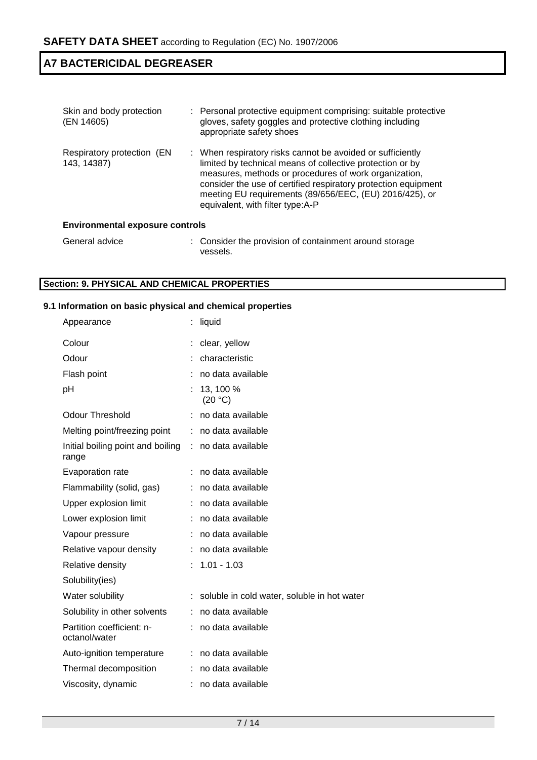| | |
|---|---|
| Skin and body protection (EN 14605) | : Personal protective equipment comprising: suitable protective gloves, safety goggles and protective clothing including appropriate safety shoes |
| Respiratory protection (EN 143, 14387) | : When respiratory risks cannot be avoided or sufficiently limited by technical means of collective protection or by measures, methods or procedures of work organization, consider the use of certified respiratory protection equipment meeting EU requirements (89/656/EEC, (EU) 2016/425), or equivalent, with filter type:A-P |

**Environmental exposure controls**

| | |
|---|---|
| General advice | : Consider the provision of containment around storage vessels. |

## Section: 9. PHYSICAL AND CHEMICAL PROPERTIES

### 9.1 Information on basic physical and chemical properties

| | |
|---|---|
| Appearance | : liquid |
| Colour | : clear, yellow |
| Odour | : characteristic |
| Flash point | : no data available |
| pH | : 13, 100 % (20 °C) |
| Odour Threshold | : no data available |
| Melting point/freezing point | : no data available |
| Initial boiling point and boiling range | : no data available |
| Evaporation rate | : no data available |
| Flammability (solid, gas) | : no data available |
| Upper explosion limit | : no data available |
| Lower explosion limit | : no data available |
| Vapour pressure | : no data available |
| Relative vapour density | : no data available |
| Relative density | : 1.01 - 1.03 |
| Solubility(ies) | |
| Water solubility | : soluble in cold water, soluble in hot water |
| Solubility in other solvents | : no data available |
| Partition coefficient: n-octanol/water | : no data available |
| Auto-ignition temperature | : no data available |
| Thermal decomposition | : no data available |
| Viscosity, dynamic | : no data available |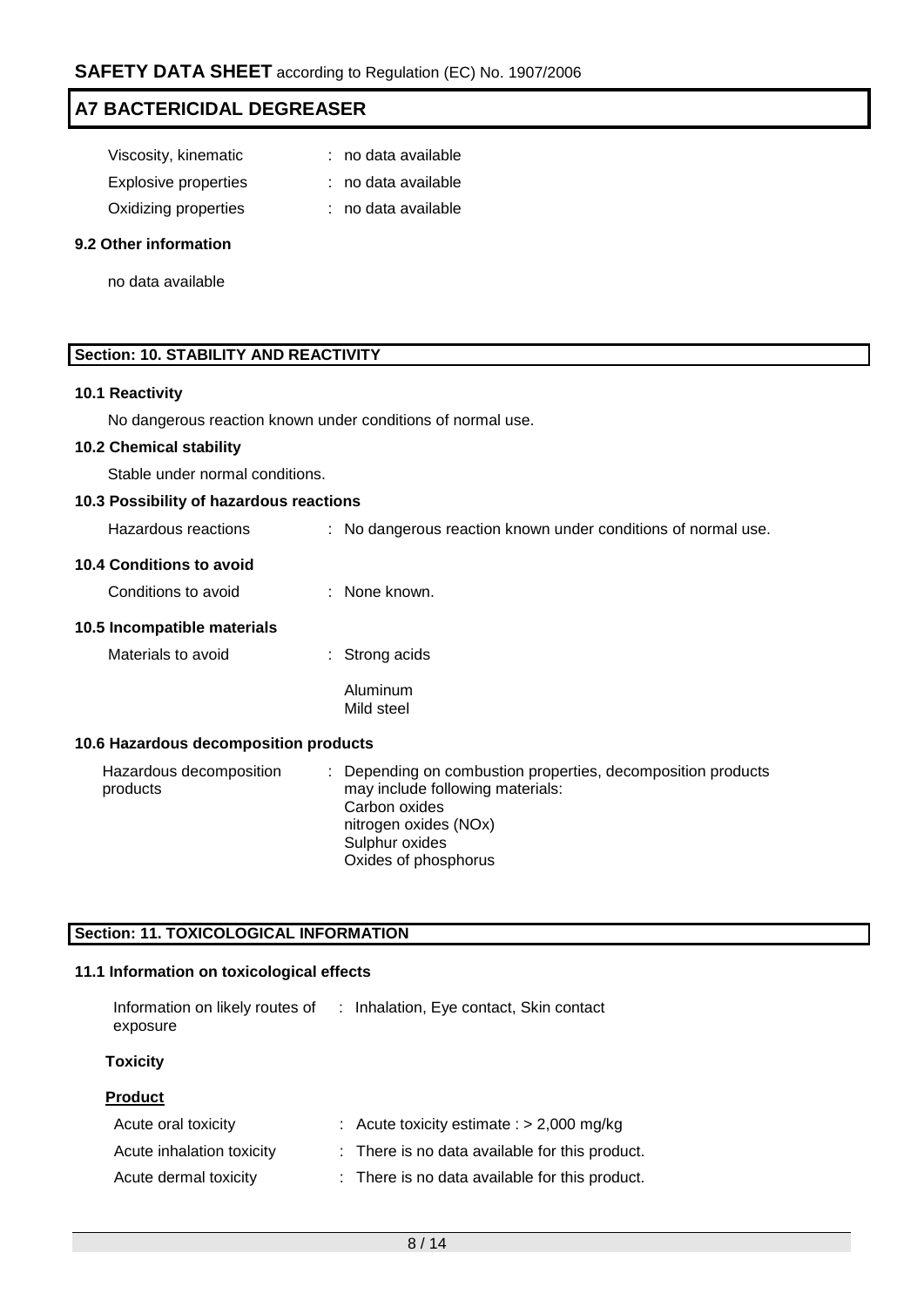Viscosity, kinematic : no data available

Explosive properties : no data available

Oxidizing properties : no data available

### 9.2 Other information

no data available

## Section: 10. STABILITY AND REACTIVITY

### 10.1 Reactivity

No dangerous reaction known under conditions of normal use.

### 10.2 Chemical stability

Stable under normal conditions.

### 10.3 Possibility of hazardous reactions

Hazardous reactions : No dangerous reaction known under conditions of normal use.

### 10.4 Conditions to avoid

Conditions to avoid : None known.

### 10.5 Incompatible materials

Materials to avoid : Strong acids

Aluminum
Mild steel

### 10.6 Hazardous decomposition products

Hazardous decomposition products : Depending on combustion properties, decomposition products may include following materials:
Carbon oxides
nitrogen oxides (NOx)
Sulphur oxides
Oxides of phosphorus

## Section: 11. TOXICOLOGICAL INFORMATION

### 11.1 Information on toxicological effects

Information on likely routes of exposure : Inhalation, Eye contact, Skin contact

**Toxicity**

**Product**

Acute oral toxicity : Acute toxicity estimate : > 2,000 mg/kg

Acute inhalation toxicity : There is no data available for this product.

Acute dermal toxicity : There is no data available for this product.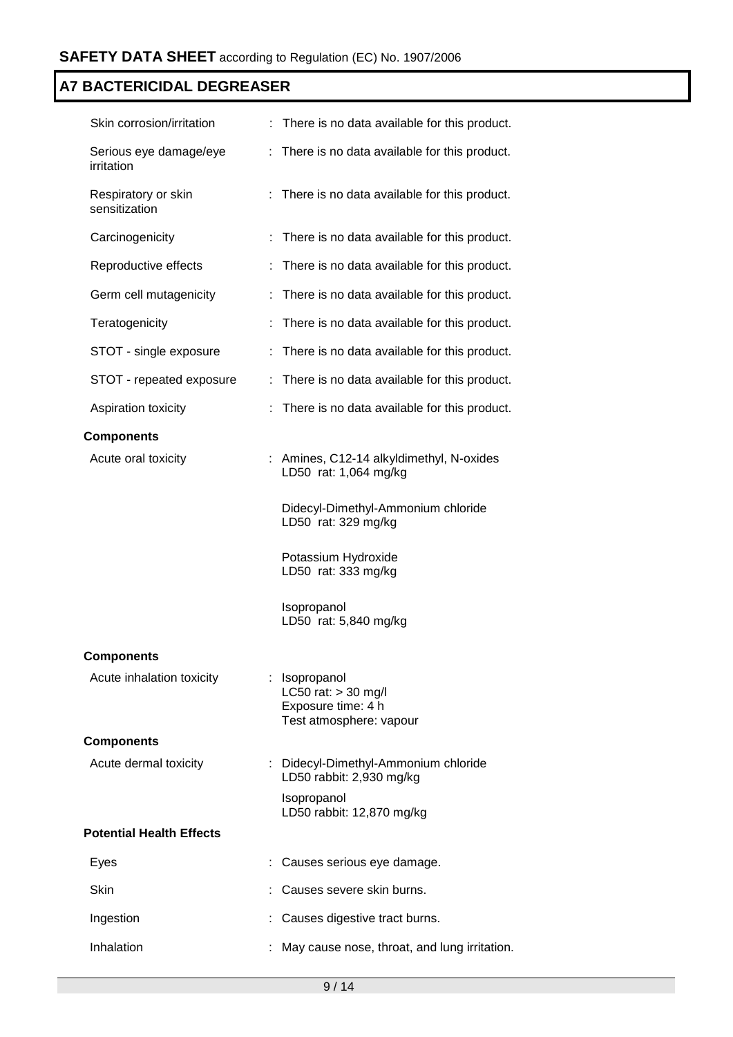| | | |
|---|---|---|
| Skin corrosion/irritation | : | There is no data available for this product. |
| Serious eye damage/eye irritation | : | There is no data available for this product. |
| Respiratory or skin sensitization | : | There is no data available for this product. |
| Carcinogenicity | : | There is no data available for this product. |
| Reproductive effects | : | There is no data available for this product. |
| Germ cell mutagenicity | : | There is no data available for this product. |
| Teratogenicity | : | There is no data available for this product. |
| STOT - single exposure | : | There is no data available for this product. |
| STOT - repeated exposure | : | There is no data available for this product. |
| Aspiration toxicity | : | There is no data available for this product. |

**Components**

Acute oral toxicity : Amines, C12-14 alkyldimethyl, N-oxides
LD50 rat: 1,064 mg/kg

Didecyl-Dimethyl-Ammonium chloride
LD50 rat: 329 mg/kg

Potassium Hydroxide
LD50 rat: 333 mg/kg

Isopropanol
LD50 rat: 5,840 mg/kg

**Components**

Acute inhalation toxicity : Isopropanol
LC50 rat: > 30 mg/l
Exposure time: 4 h
Test atmosphere: vapour

**Components**

Acute dermal toxicity : Didecyl-Dimethyl-Ammonium chloride
LD50 rabbit: 2,930 mg/kg

Isopropanol
LD50 rabbit: 12,870 mg/kg

**Potential Health Effects**

| | | |
|---|---|---|
| Eyes | : | Causes serious eye damage. |
| Skin | : | Causes severe skin burns. |
| Ingestion | : | Causes digestive tract burns. |
| Inhalation | : | May cause nose, throat, and lung irritation. |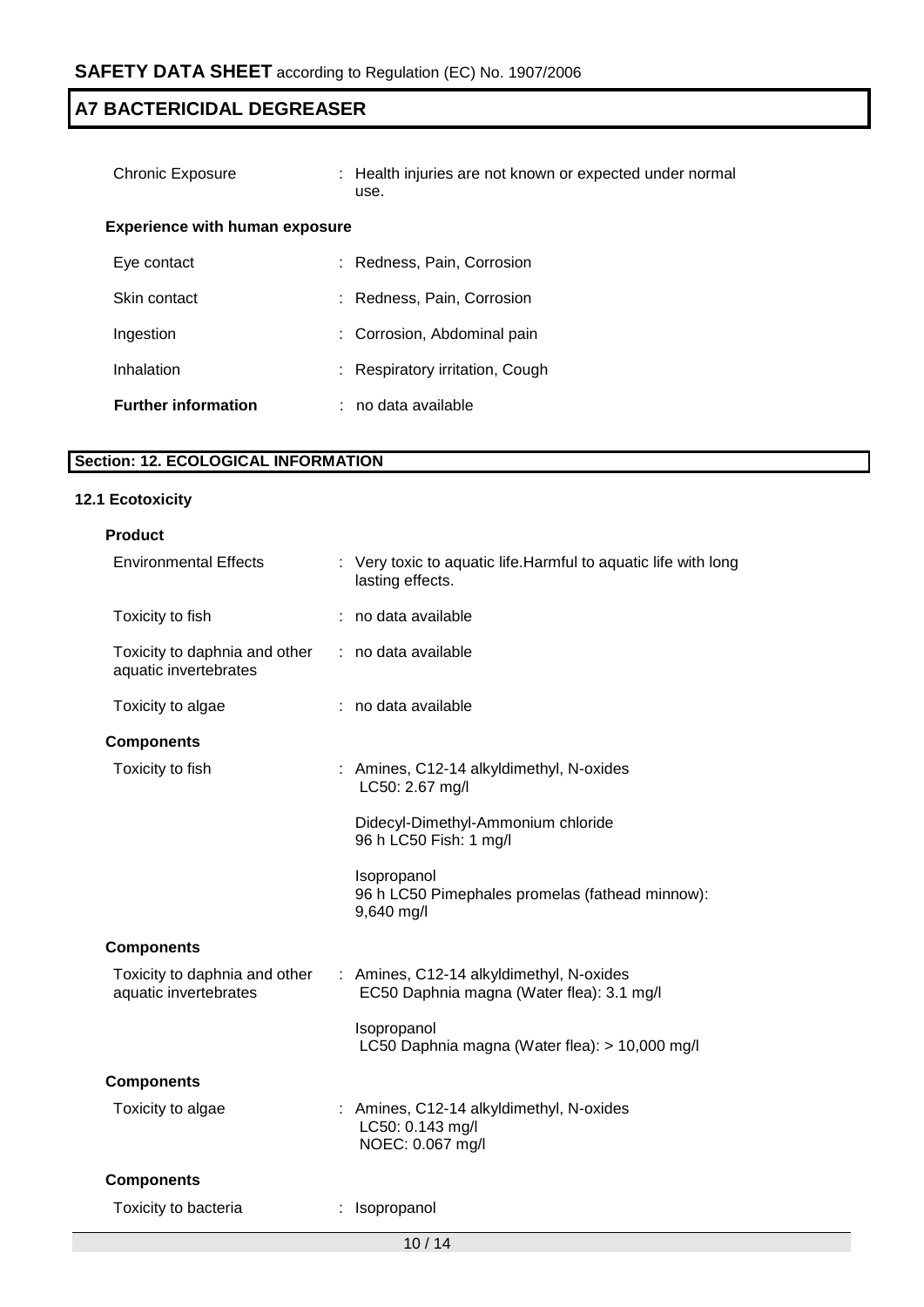| | |
|---|---|
| Chronic Exposure | : Health injuries are not known or expected under normal use. |

**Experience with human exposure**

| | |
|---|---|
| Eye contact | : Redness, Pain, Corrosion |
| Skin contact | : Redness, Pain, Corrosion |
| Ingestion | : Corrosion, Abdominal pain |
| Inhalation | : Respiratory irritation, Cough |

**Further information** : no data available

## Section: 12. ECOLOGICAL INFORMATION

### 12.1 Ecotoxicity

**Product**

| | |
|---|---|
| Environmental Effects | : Very toxic to aquatic life.Harmful to aquatic life with long lasting effects. |
| Toxicity to fish | : no data available |
| Toxicity to daphnia and other aquatic invertebrates | : no data available |
| Toxicity to algae | : no data available |

**Components**

| | |
|---|---|
| Toxicity to fish | : Amines, C12-14 alkyldimethyl, N-oxides<br>LC50: 2.67 mg/l<br><br>Didecyl-Dimethyl-Ammonium chloride<br>96 h LC50 Fish: 1 mg/l<br><br>Isopropanol<br>96 h LC50 Pimephales promelas (fathead minnow): 9,640 mg/l |

**Components**

| | |
|---|---|
| Toxicity to daphnia and other aquatic invertebrates | : Amines, C12-14 alkyldimethyl, N-oxides<br>EC50 Daphnia magna (Water flea): 3.1 mg/l<br><br>Isopropanol<br>LC50 Daphnia magna (Water flea): > 10,000 mg/l |

**Components**

| | |
|---|---|
| Toxicity to algae | : Amines, C12-14 alkyldimethyl, N-oxides<br>LC50: 0.143 mg/l<br>NOEC: 0.067 mg/l |

**Components**

| | |
|---|---|
| Toxicity to bacteria | : Isopropanol |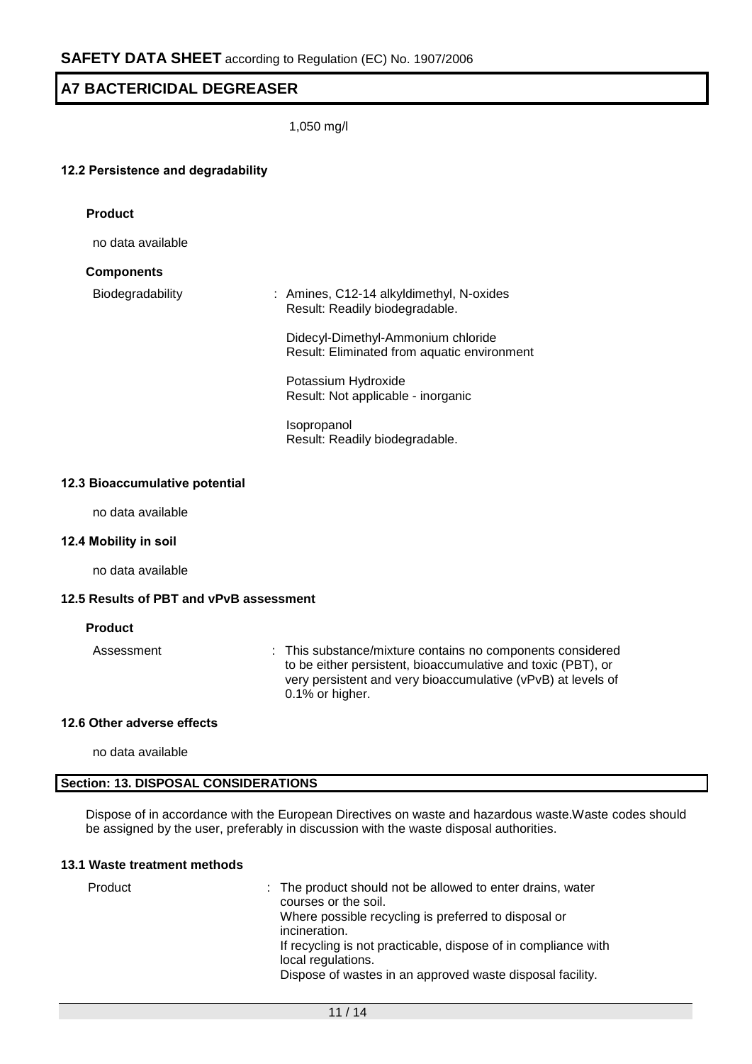1,050 mg/l

### 12.2 Persistence and degradability

**Product**

no data available

**Components**

Biodegradability : Amines, C12-14 alkyldimethyl, N-oxides
Result: Readily biodegradable.

Didecyl-Dimethyl-Ammonium chloride
Result: Eliminated from aquatic environment

Potassium Hydroxide
Result: Not applicable - inorganic

Isopropanol
Result: Readily biodegradable.

### 12.3 Bioaccumulative potential

no data available

### 12.4 Mobility in soil

no data available

### 12.5 Results of PBT and vPvB assessment

**Product**

Assessment : This substance/mixture contains no components considered to be either persistent, bioaccumulative and toxic (PBT), or very persistent and very bioaccumulative (vPvB) at levels of 0.1% or higher.

### 12.6 Other adverse effects

no data available

## Section: 13. DISPOSAL CONSIDERATIONS

Dispose of in accordance with the European Directives on waste and hazardous waste.Waste codes should be assigned by the user, preferably in discussion with the waste disposal authorities.

### 13.1 Waste treatment methods

Product : The product should not be allowed to enter drains, water courses or the soil.
Where possible recycling is preferred to disposal or incineration.
If recycling is not practicable, dispose of in compliance with local regulations.
Dispose of wastes in an approved waste disposal facility.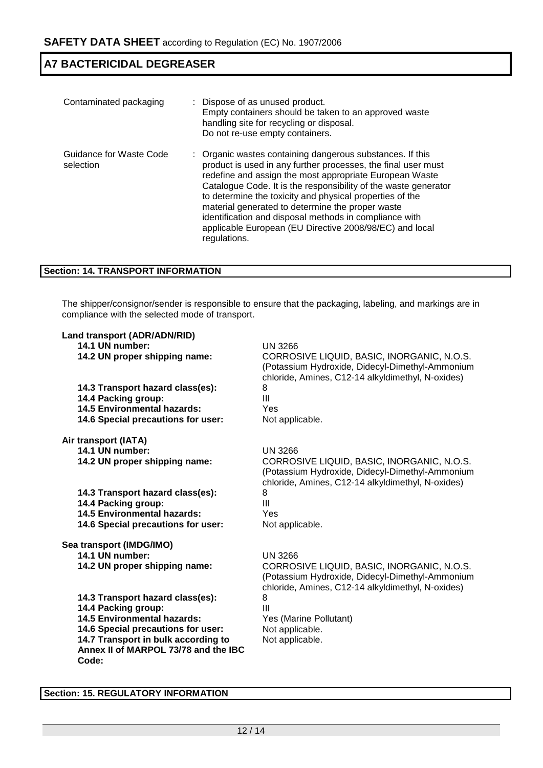| | |
|---|---|
| Contaminated packaging | : Dispose of as unused product.<br>Empty containers should be taken to an approved waste handling site for recycling or disposal.<br>Do not re-use empty containers. |
| Guidance for Waste Code selection | : Organic wastes containing dangerous substances. If this product is used in any further processes, the final user must redefine and assign the most appropriate European Waste Catalogue Code. It is the responsibility of the waste generator to determine the toxicity and physical properties of the material generated to determine the proper waste identification and disposal methods in compliance with applicable European (EU Directive 2008/98/EC) and local regulations. |

## Section: 14. TRANSPORT INFORMATION

The shipper/consignor/sender is responsible to ensure that the packaging, labeling, and markings are in compliance with the selected mode of transport.

**Land transport (ADR/ADN/RID)**

| | |
|---|---|
| **14.1 UN number:** | UN 3266 |
| **14.2 UN proper shipping name:** | CORROSIVE LIQUID, BASIC, INORGANIC, N.O.S. (Potassium Hydroxide, Didecyl-Dimethyl-Ammonium chloride, Amines, C12-14 alkyldimethyl, N-oxides) |
| **14.3 Transport hazard class(es):** | 8 |
| **14.4 Packing group:** | III |
| **14.5 Environmental hazards:** | Yes |
| **14.6 Special precautions for user:** | Not applicable. |

**Air transport (IATA)**

| | |
|---|---|
| **14.1 UN number:** | UN 3266 |
| **14.2 UN proper shipping name:** | CORROSIVE LIQUID, BASIC, INORGANIC, N.O.S. (Potassium Hydroxide, Didecyl-Dimethyl-Ammonium chloride, Amines, C12-14 alkyldimethyl, N-oxides) |
| **14.3 Transport hazard class(es):** | 8 |
| **14.4 Packing group:** | III |
| **14.5 Environmental hazards:** | Yes |
| **14.6 Special precautions for user:** | Not applicable. |

**Sea transport (IMDG/IMO)**

| | |
|---|---|
| **14.1 UN number:** | UN 3266 |
| **14.2 UN proper shipping name:** | CORROSIVE LIQUID, BASIC, INORGANIC, N.O.S. (Potassium Hydroxide, Didecyl-Dimethyl-Ammonium chloride, Amines, C12-14 alkyldimethyl, N-oxides) |
| **14.3 Transport hazard class(es):** | 8 |
| **14.4 Packing group:** | III |
| **14.5 Environmental hazards:** | Yes (Marine Pollutant) |
| **14.6 Special precautions for user:** | Not applicable. |
| **14.7 Transport in bulk according to Annex II of MARPOL 73/78 and the IBC Code:** | Not applicable. |

## Section: 15. REGULATORY INFORMATION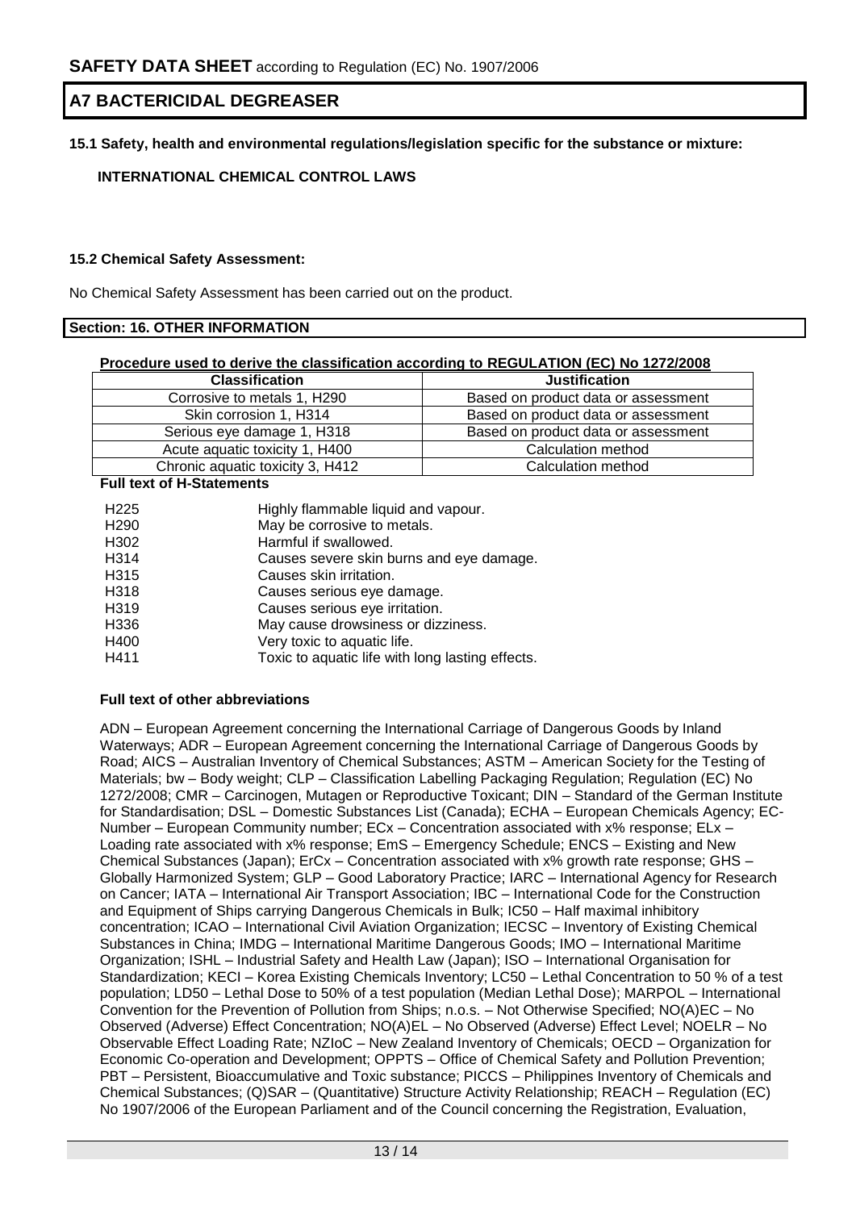**15.1 Safety, health and environmental regulations/legislation specific for the substance or mixture:**

**INTERNATIONAL CHEMICAL CONTROL LAWS**

**15.2 Chemical Safety Assessment:**

No Chemical Safety Assessment has been carried out on the product.

## Section: 16. OTHER INFORMATION

**Procedure used to derive the classification according to REGULATION (EC) No 1272/2008**

| Classification | Justification |
|---|---|
| Corrosive to metals 1, H290 | Based on product data or assessment |
| Skin corrosion 1, H314 | Based on product data or assessment |
| Serious eye damage 1, H318 | Based on product data or assessment |
| Acute aquatic toxicity 1, H400 | Calculation method |
| Chronic aquatic toxicity 3, H412 | Calculation method |

**Full text of H-Statements**

| | |
|---|---|
| H225 | Highly flammable liquid and vapour. |
| H290 | May be corrosive to metals. |
| H302 | Harmful if swallowed. |
| H314 | Causes severe skin burns and eye damage. |
| H315 | Causes skin irritation. |
| H318 | Causes serious eye damage. |
| H319 | Causes serious eye irritation. |
| H336 | May cause drowsiness or dizziness. |
| H400 | Very toxic to aquatic life. |
| H411 | Toxic to aquatic life with long lasting effects. |

**Full text of other abbreviations**

ADN – European Agreement concerning the International Carriage of Dangerous Goods by Inland Waterways; ADR – European Agreement concerning the International Carriage of Dangerous Goods by Road; AICS – Australian Inventory of Chemical Substances; ASTM – American Society for the Testing of Materials; bw – Body weight; CLP – Classification Labelling Packaging Regulation; Regulation (EC) No 1272/2008; CMR – Carcinogen, Mutagen or Reproductive Toxicant; DIN – Standard of the German Institute for Standardisation; DSL – Domestic Substances List (Canada); ECHA – European Chemicals Agency; EC-Number – European Community number; ECx – Concentration associated with x% response; ELx – Loading rate associated with x% response; EmS – Emergency Schedule; ENCS – Existing and New Chemical Substances (Japan); ErCx – Concentration associated with x% growth rate response; GHS – Globally Harmonized System; GLP – Good Laboratory Practice; IARC – International Agency for Research on Cancer; IATA – International Air Transport Association; IBC – International Code for the Construction and Equipment of Ships carrying Dangerous Chemicals in Bulk; IC50 – Half maximal inhibitory concentration; ICAO – International Civil Aviation Organization; IECSC – Inventory of Existing Chemical Substances in China; IMDG – International Maritime Dangerous Goods; IMO – International Maritime Organization; ISHL – Industrial Safety and Health Law (Japan); ISO – International Organisation for Standardization; KECI – Korea Existing Chemicals Inventory; LC50 – Lethal Concentration to 50 % of a test population; LD50 – Lethal Dose to 50% of a test population (Median Lethal Dose); MARPOL – International Convention for the Prevention of Pollution from Ships; n.o.s. – Not Otherwise Specified; NO(A)EC – No Observed (Adverse) Effect Concentration; NO(A)EL – No Observed (Adverse) Effect Level; NOELR – No Observable Effect Loading Rate; NZIoC – New Zealand Inventory of Chemicals; OECD – Organization for Economic Co-operation and Development; OPPTS – Office of Chemical Safety and Pollution Prevention; PBT – Persistent, Bioaccumulative and Toxic substance; PICCS – Philippines Inventory of Chemicals and Chemical Substances; (Q)SAR – (Quantitative) Structure Activity Relationship; REACH – Regulation (EC) No 1907/2006 of the European Parliament and of the Council concerning the Registration, Evaluation,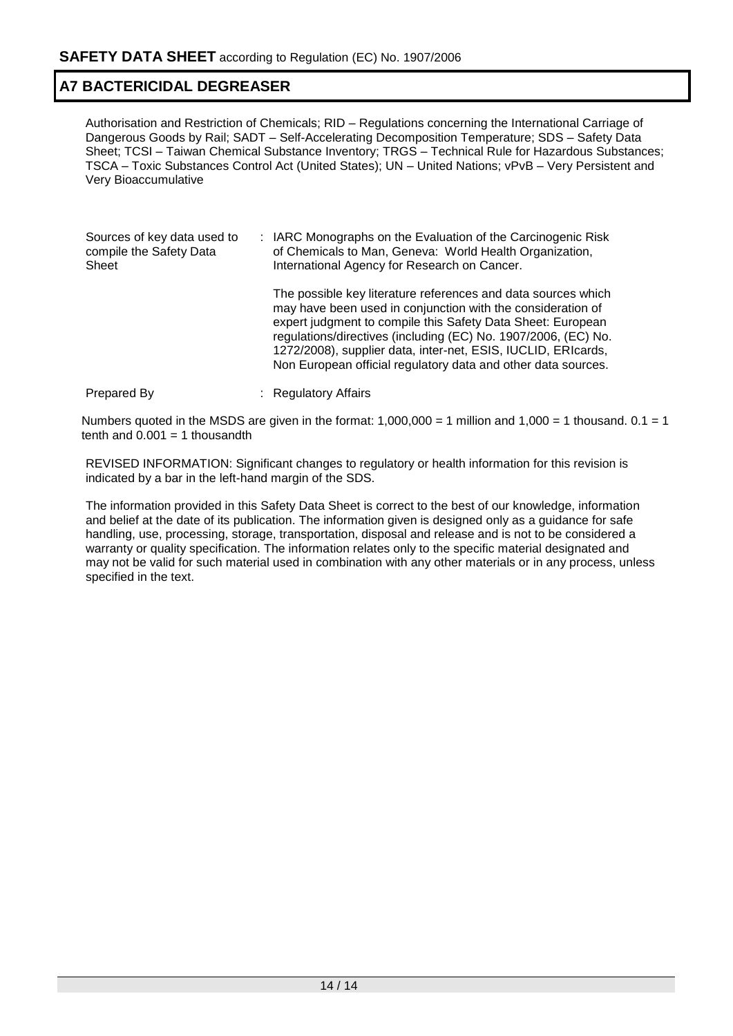Authorisation and Restriction of Chemicals; RID – Regulations concerning the International Carriage of Dangerous Goods by Rail; SADT – Self-Accelerating Decomposition Temperature; SDS – Safety Data Sheet; TCSI – Taiwan Chemical Substance Inventory; TRGS – Technical Rule for Hazardous Substances; TSCA – Toxic Substances Control Act (United States); UN – United Nations; vPvB – Very Persistent and Very Bioaccumulative

| | |
|---|---|
| Sources of key data used to compile the Safety Data Sheet | : IARC Monographs on the Evaluation of the Carcinogenic Risk of Chemicals to Man, Geneva: World Health Organization, International Agency for Research on Cancer.<br><br>The possible key literature references and data sources which may have been used in conjunction with the consideration of expert judgment to compile this Safety Data Sheet: European regulations/directives (including (EC) No. 1907/2006, (EC) No. 1272/2008), supplier data, inter-net, ESIS, IUCLID, ERIcards, Non European official regulatory data and other data sources. |
| Prepared By | : Regulatory Affairs |

Numbers quoted in the MSDS are given in the format: 1,000,000 = 1 million and 1,000 = 1 thousand. 0.1 = 1 tenth and 0.001 = 1 thousandth

REVISED INFORMATION: Significant changes to regulatory or health information for this revision is indicated by a bar in the left-hand margin of the SDS.

The information provided in this Safety Data Sheet is correct to the best of our knowledge, information and belief at the date of its publication. The information given is designed only as a guidance for safe handling, use, processing, storage, transportation, disposal and release and is not to be considered a warranty or quality specification. The information relates only to the specific material designated and may not be valid for such material used in combination with any other materials or in any process, unless specified in the text.